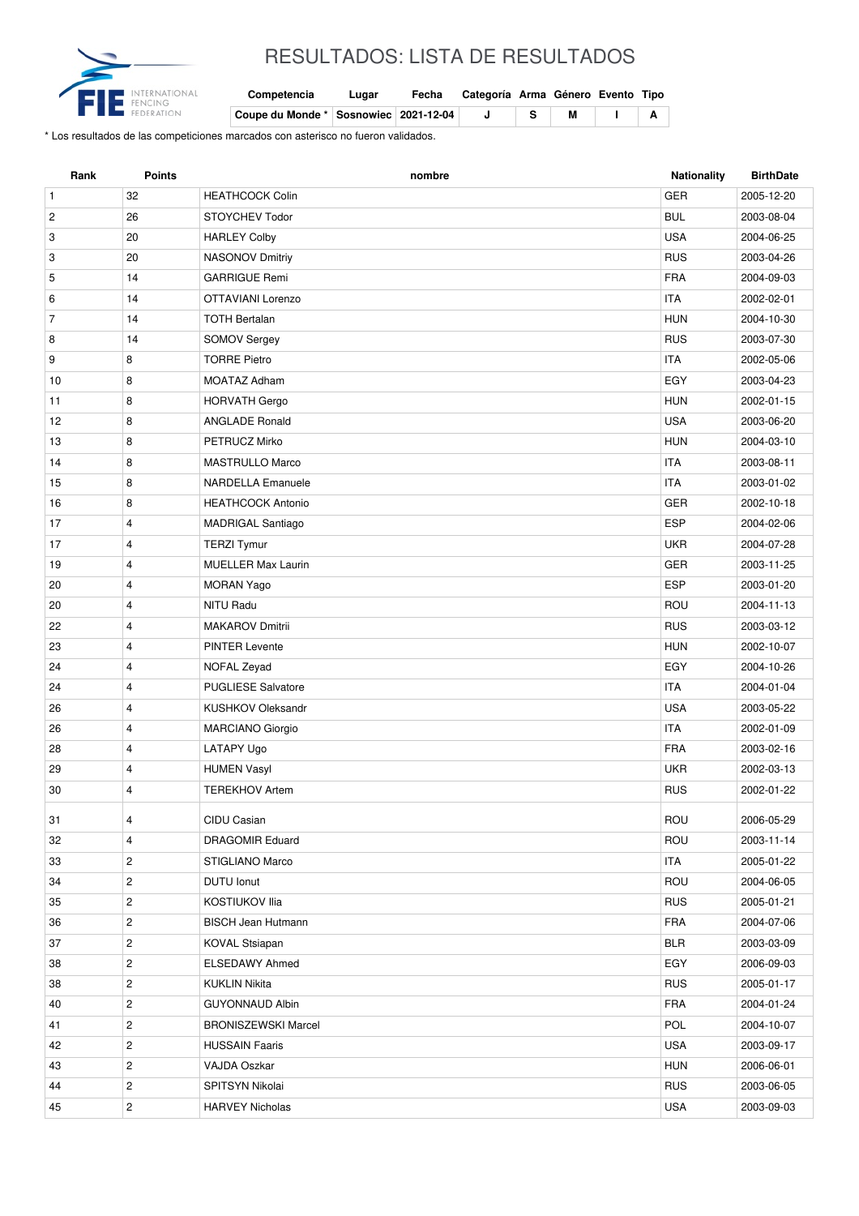# RESULTADOS: LISTA DE RESULTADOS

| Competencia | Lugar | Fecha | Categoría | Arma | Género | Evento | Tipo |
|---|---|---|---|---|---|---|---|
| Coupe du Monde * | Sosnowiec | 2021-12-04 | J | S | M | I | A |

* Los resultados de las competiciones marcados con asterisco no fueron validados.

| Rank | Points | nombre | Nationality | BirthDate |
|---|---|---|---|---|
| 1 | 32 | HEATHCOCK Colin | GER | 2005-12-20 |
| 2 | 26 | STOYCHEV Todor | BUL | 2003-08-04 |
| 3 | 20 | HARLEY Colby | USA | 2004-06-25 |
| 3 | 20 | NASONOV Dmitriy | RUS | 2003-04-26 |
| 5 | 14 | GARRIGUE Remi | FRA | 2004-09-03 |
| 6 | 14 | OTTAVIANI Lorenzo | ITA | 2002-02-01 |
| 7 | 14 | TOTH Bertalan | HUN | 2004-10-30 |
| 8 | 14 | SOMOV Sergey | RUS | 2003-07-30 |
| 9 | 8 | TORRE Pietro | ITA | 2002-05-06 |
| 10 | 8 | MOATAZ Adham | EGY | 2003-04-23 |
| 11 | 8 | HORVATH Gergo | HUN | 2002-01-15 |
| 12 | 8 | ANGLADE Ronald | USA | 2003-06-20 |
| 13 | 8 | PETRUCZ Mirko | HUN | 2004-03-10 |
| 14 | 8 | MASTRULLO Marco | ITA | 2003-08-11 |
| 15 | 8 | NARDELLA Emanuele | ITA | 2003-01-02 |
| 16 | 8 | HEATHCOCK Antonio | GER | 2002-10-18 |
| 17 | 4 | MADRIGAL Santiago | ESP | 2004-02-06 |
| 17 | 4 | TERZI Tymur | UKR | 2004-07-28 |
| 19 | 4 | MUELLER Max Laurin | GER | 2003-11-25 |
| 20 | 4 | MORAN Yago | ESP | 2003-01-20 |
| 20 | 4 | NITU Radu | ROU | 2004-11-13 |
| 22 | 4 | MAKAROV Dmitrii | RUS | 2003-03-12 |
| 23 | 4 | PINTER Levente | HUN | 2002-10-07 |
| 24 | 4 | NOFAL Zeyad | EGY | 2004-10-26 |
| 24 | 4 | PUGLIESE Salvatore | ITA | 2004-01-04 |
| 26 | 4 | KUSHKOV Oleksandr | USA | 2003-05-22 |
| 26 | 4 | MARCIANO Giorgio | ITA | 2002-01-09 |
| 28 | 4 | LATAPY Ugo | FRA | 2003-02-16 |
| 29 | 4 | HUMEN Vasyl | UKR | 2002-03-13 |
| 30 | 4 | TEREKHOV Artem | RUS | 2002-01-22 |
| 31 | 4 | CIDU Casian | ROU | 2006-05-29 |
| 32 | 4 | DRAGOMIR Eduard | ROU | 2003-11-14 |
| 33 | 2 | STIGLIANO Marco | ITA | 2005-01-22 |
| 34 | 2 | DUTU Ionut | ROU | 2004-06-05 |
| 35 | 2 | KOSTIUKOV Ilia | RUS | 2005-01-21 |
| 36 | 2 | BISCH Jean Hutmann | FRA | 2004-07-06 |
| 37 | 2 | KOVAL Stsiapan | BLR | 2003-03-09 |
| 38 | 2 | ELSEDAWY Ahmed | EGY | 2006-09-03 |
| 38 | 2 | KUKLIN Nikita | RUS | 2005-01-17 |
| 40 | 2 | GUYONNAUD Albin | FRA | 2004-01-24 |
| 41 | 2 | BRONISZEWSKI Marcel | POL | 2004-10-07 |
| 42 | 2 | HUSSAIN Faaris | USA | 2003-09-17 |
| 43 | 2 | VAJDA Oszkar | HUN | 2006-06-01 |
| 44 | 2 | SPITSYN Nikolai | RUS | 2003-06-05 |
| 45 | 2 | HARVEY Nicholas | USA | 2003-09-03 |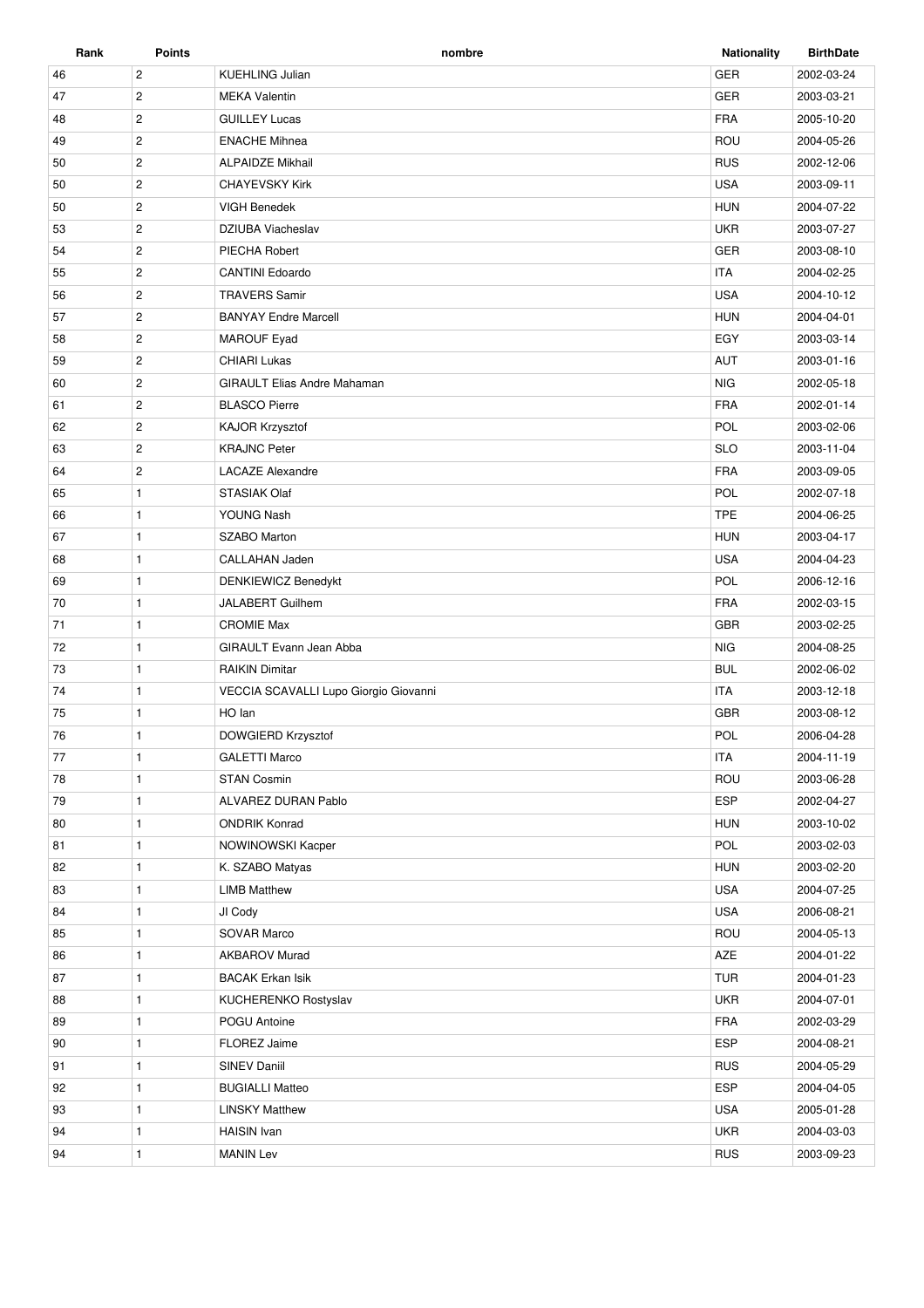| Rank | Points | nombre | Nationality | BirthDate |
|---|---|---|---|---|
| 46 | 2 | KUEHLING Julian | GER | 2002-03-24 |
| 47 | 2 | MEKA Valentin | GER | 2003-03-21 |
| 48 | 2 | GUILLEY Lucas | FRA | 2005-10-20 |
| 49 | 2 | ENACHE Mihnea | ROU | 2004-05-26 |
| 50 | 2 | ALPAIDZE Mikhail | RUS | 2002-12-06 |
| 50 | 2 | CHAYEVSKY Kirk | USA | 2003-09-11 |
| 50 | 2 | VIGH Benedek | HUN | 2004-07-22 |
| 53 | 2 | DZIUBA Viacheslav | UKR | 2003-07-27 |
| 54 | 2 | PIECHA Robert | GER | 2003-08-10 |
| 55 | 2 | CANTINI Edoardo | ITA | 2004-02-25 |
| 56 | 2 | TRAVERS Samir | USA | 2004-10-12 |
| 57 | 2 | BANYAY Endre Marcell | HUN | 2004-04-01 |
| 58 | 2 | MAROUF Eyad | EGY | 2003-03-14 |
| 59 | 2 | CHIARI Lukas | AUT | 2003-01-16 |
| 60 | 2 | GIRAULT Elias Andre Mahaman | NIG | 2002-05-18 |
| 61 | 2 | BLASCO Pierre | FRA | 2002-01-14 |
| 62 | 2 | KAJOR Krzysztof | POL | 2003-02-06 |
| 63 | 2 | KRAJNC Peter | SLO | 2003-11-04 |
| 64 | 2 | LACAZE Alexandre | FRA | 2003-09-05 |
| 65 | 1 | STASIAK Olaf | POL | 2002-07-18 |
| 66 | 1 | YOUNG Nash | TPE | 2004-06-25 |
| 67 | 1 | SZABO Marton | HUN | 2003-04-17 |
| 68 | 1 | CALLAHAN Jaden | USA | 2004-04-23 |
| 69 | 1 | DENKIEWICZ Benedykt | POL | 2006-12-16 |
| 70 | 1 | JALABERT Guilhem | FRA | 2002-03-15 |
| 71 | 1 | CROMIE Max | GBR | 2003-02-25 |
| 72 | 1 | GIRAULT Evann Jean Abba | NIG | 2004-08-25 |
| 73 | 1 | RAIKIN Dimitar | BUL | 2002-06-02 |
| 74 | 1 | VECCIA SCAVALLI Lupo Giorgio Giovanni | ITA | 2003-12-18 |
| 75 | 1 | HO Ian | GBR | 2003-08-12 |
| 76 | 1 | DOWGIERD Krzysztof | POL | 2006-04-28 |
| 77 | 1 | GALETTI Marco | ITA | 2004-11-19 |
| 78 | 1 | STAN Cosmin | ROU | 2003-06-28 |
| 79 | 1 | ALVAREZ DURAN Pablo | ESP | 2002-04-27 |
| 80 | 1 | ONDRIK Konrad | HUN | 2003-10-02 |
| 81 | 1 | NOWINOWSKI Kacper | POL | 2003-02-03 |
| 82 | 1 | K. SZABO Matyas | HUN | 2003-02-20 |
| 83 | 1 | LIMB Matthew | USA | 2004-07-25 |
| 84 | 1 | JI Cody | USA | 2006-08-21 |
| 85 | 1 | SOVAR Marco | ROU | 2004-05-13 |
| 86 | 1 | AKBAROV Murad | AZE | 2004-01-22 |
| 87 | 1 | BACAK Erkan Isik | TUR | 2004-01-23 |
| 88 | 1 | KUCHERENKO Rostyslav | UKR | 2004-07-01 |
| 89 | 1 | POGU Antoine | FRA | 2002-03-29 |
| 90 | 1 | FLOREZ Jaime | ESP | 2004-08-21 |
| 91 | 1 | SINEV Daniil | RUS | 2004-05-29 |
| 92 | 1 | BUGIALLI Matteo | ESP | 2004-04-05 |
| 93 | 1 | LINSKY Matthew | USA | 2005-01-28 |
| 94 | 1 | HAISIN Ivan | UKR | 2004-03-03 |
| 94 | 1 | MANIN Lev | RUS | 2003-09-23 |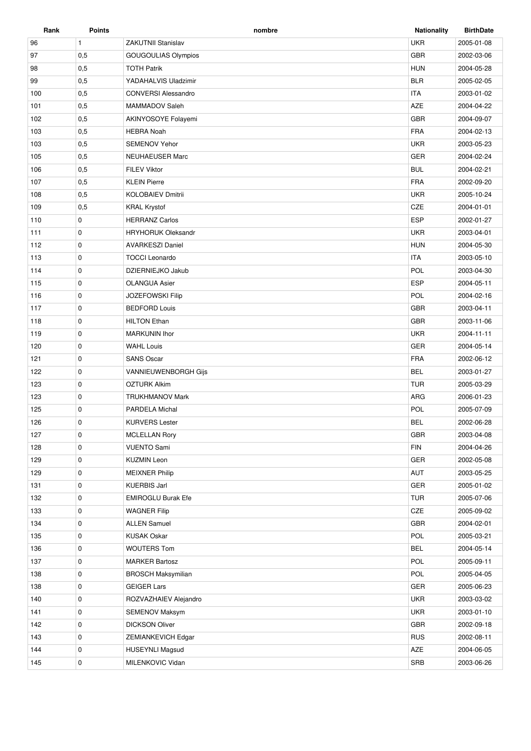| Rank | Points | nombre | Nationality | BirthDate |
| --- | --- | --- | --- | --- |
| 96 | 1 | ZAKUTNII Stanislav | UKR | 2005-01-08 |
| 97 | 0,5 | GOUGOULIAS Olympios | GBR | 2002-03-06 |
| 98 | 0,5 | TOTH Patrik | HUN | 2004-05-28 |
| 99 | 0,5 | YADAHALVIS Uladzimir | BLR | 2005-02-05 |
| 100 | 0,5 | CONVERSI Alessandro | ITA | 2003-01-02 |
| 101 | 0,5 | MAMMADOV Saleh | AZE | 2004-04-22 |
| 102 | 0,5 | AKINYOSOYE Folayemi | GBR | 2004-09-07 |
| 103 | 0,5 | HEBRA Noah | FRA | 2004-02-13 |
| 103 | 0,5 | SEMENOV Yehor | UKR | 2003-05-23 |
| 105 | 0,5 | NEUHAEUSER Marc | GER | 2004-02-24 |
| 106 | 0,5 | FILEV Viktor | BUL | 2004-02-21 |
| 107 | 0,5 | KLEIN Pierre | FRA | 2002-09-20 |
| 108 | 0,5 | KOLOBAIEV Dmitrii | UKR | 2005-10-24 |
| 109 | 0,5 | KRAL Krystof | CZE | 2004-01-01 |
| 110 | 0 | HERRANZ Carlos | ESP | 2002-01-27 |
| 111 | 0 | HRYHORUK Oleksandr | UKR | 2003-04-01 |
| 112 | 0 | AVARKESZI Daniel | HUN | 2004-05-30 |
| 113 | 0 | TOCCI Leonardo | ITA | 2003-05-10 |
| 114 | 0 | DZIERNIEJKO Jakub | POL | 2003-04-30 |
| 115 | 0 | OLANGUA Asier | ESP | 2004-05-11 |
| 116 | 0 | JOZEFOWSKI Filip | POL | 2004-02-16 |
| 117 | 0 | BEDFORD Louis | GBR | 2003-04-11 |
| 118 | 0 | HILTON Ethan | GBR | 2003-11-06 |
| 119 | 0 | MARKUNIN Ihor | UKR | 2004-11-11 |
| 120 | 0 | WAHL Louis | GER | 2004-05-14 |
| 121 | 0 | SANS Oscar | FRA | 2002-06-12 |
| 122 | 0 | VANNIEUWENBORGH Gijs | BEL | 2003-01-27 |
| 123 | 0 | OZTURK Alkim | TUR | 2005-03-29 |
| 123 | 0 | TRUKHMANOV Mark | ARG | 2006-01-23 |
| 125 | 0 | PARDELA Michal | POL | 2005-07-09 |
| 126 | 0 | KURVERS Lester | BEL | 2002-06-28 |
| 127 | 0 | MCLELLAN Rory | GBR | 2003-04-08 |
| 128 | 0 | VUENTO Sami | FIN | 2004-04-26 |
| 129 | 0 | KUZMIN Leon | GER | 2002-05-08 |
| 129 | 0 | MEIXNER Philip | AUT | 2003-05-25 |
| 131 | 0 | KUERBIS Jarl | GER | 2005-01-02 |
| 132 | 0 | EMIROGLU Burak Efe | TUR | 2005-07-06 |
| 133 | 0 | WAGNER Filip | CZE | 2005-09-02 |
| 134 | 0 | ALLEN Samuel | GBR | 2004-02-01 |
| 135 | 0 | KUSAK Oskar | POL | 2005-03-21 |
| 136 | 0 | WOUTERS Tom | BEL | 2004-05-14 |
| 137 | 0 | MARKER Bartosz | POL | 2005-09-11 |
| 138 | 0 | BROSCH Maksymilian | POL | 2005-04-05 |
| 138 | 0 | GEIGER Lars | GER | 2005-06-23 |
| 140 | 0 | ROZVAZHAIEV Alejandro | UKR | 2003-03-02 |
| 141 | 0 | SEMENOV Maksym | UKR | 2003-01-10 |
| 142 | 0 | DICKSON Oliver | GBR | 2002-09-18 |
| 143 | 0 | ZEMIANKEVICH Edgar | RUS | 2002-08-11 |
| 144 | 0 | HUSEYNLI Magsud | AZE | 2004-06-05 |
| 145 | 0 | MILENKOVIC Vidan | SRB | 2003-06-26 |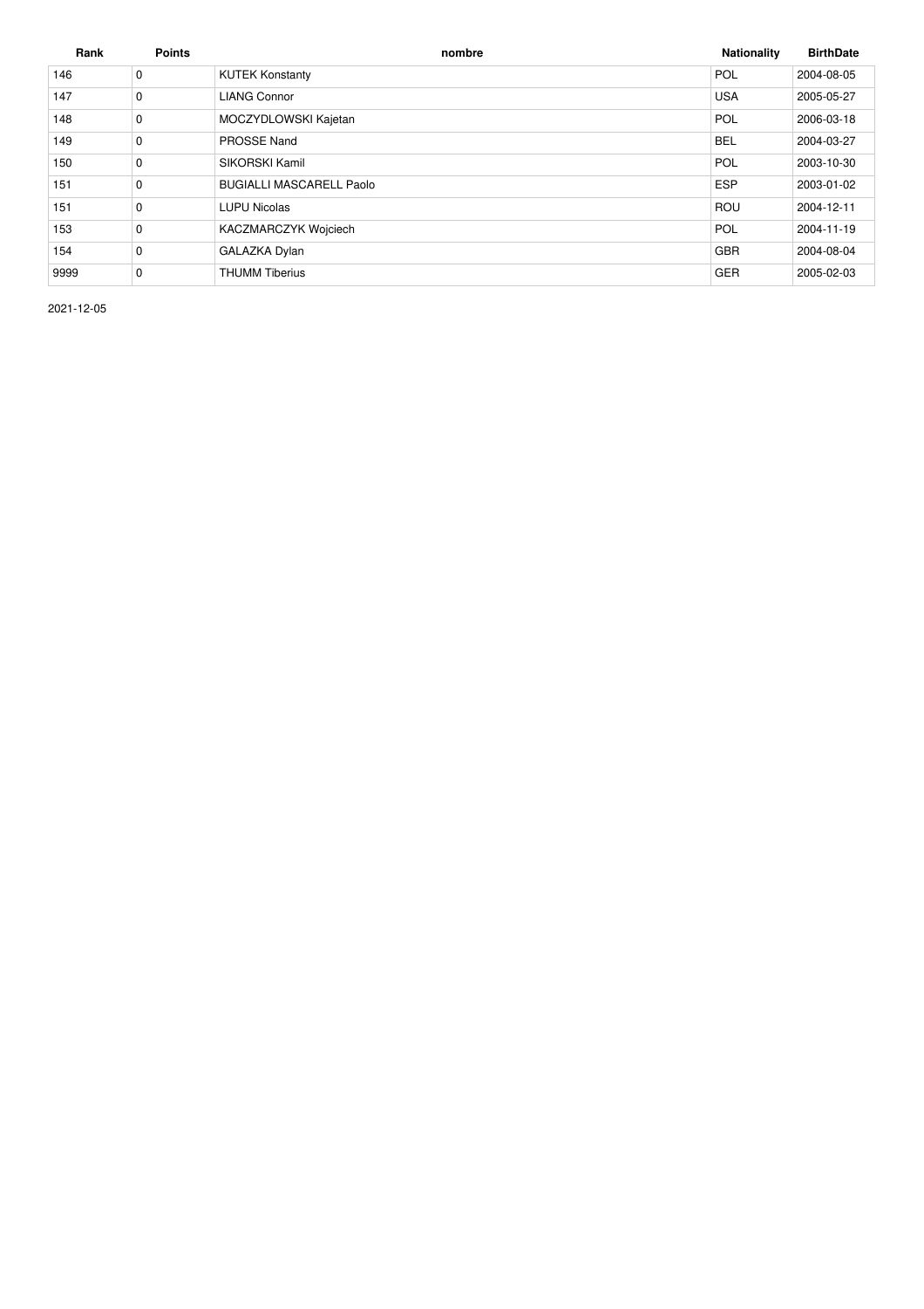| Rank | Points | nombre | Nationality | BirthDate |
| --- | --- | --- | --- | --- |
| 146 | 0 | KUTEK Konstanty | POL | 2004-08-05 |
| 147 | 0 | LIANG Connor | USA | 2005-05-27 |
| 148 | 0 | MOCZYDLOWSKI Kajetan | POL | 2006-03-18 |
| 149 | 0 | PROSSE Nand | BEL | 2004-03-27 |
| 150 | 0 | SIKORSKI Kamil | POL | 2003-10-30 |
| 151 | 0 | BUGIALLI MASCARELL Paolo | ESP | 2003-01-02 |
| 151 | 0 | LUPU Nicolas | ROU | 2004-12-11 |
| 153 | 0 | KACZMARCZYK Wojciech | POL | 2004-11-19 |
| 154 | 0 | GALAZKA Dylan | GBR | 2004-08-04 |
| 9999 | 0 | THUMM Tiberius | GER | 2005-02-03 |

2021-12-05